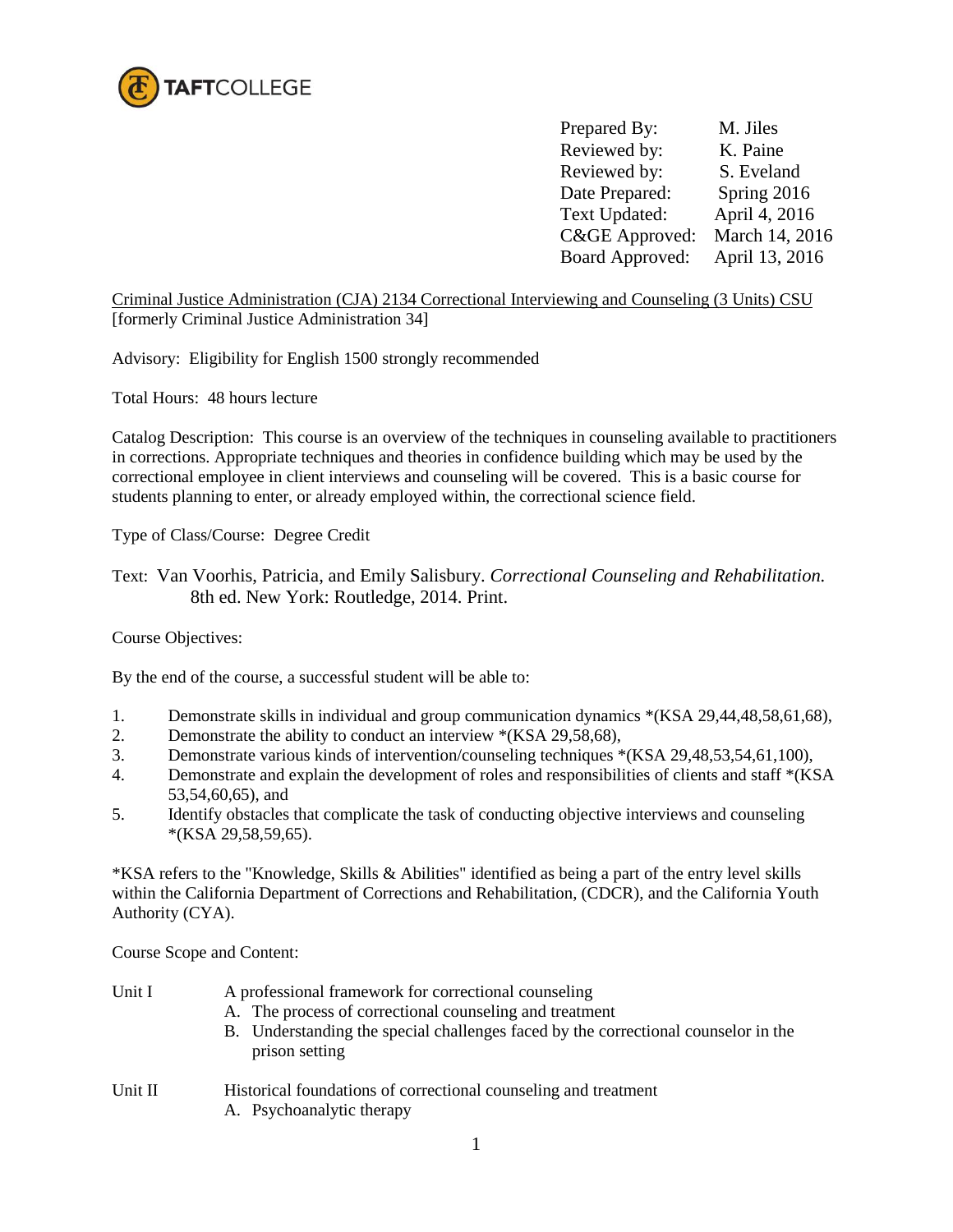TAFTCOLLEGE

Prepared By: M. Jiles
Reviewed by: K. Paine
Reviewed by: S. Eveland
Date Prepared: Spring 2016
Text Updated: April 4, 2016
C&GE Approved: March 14, 2016
Board Approved: April 13, 2016

Criminal Justice Administration (CJA) 2134 Correctional Interviewing and Counseling (3 Units) CSU
[formerly Criminal Justice Administration 34]

Advisory: Eligibility for English 1500 strongly recommended

Total Hours: 48 hours lecture

Catalog Description: This course is an overview of the techniques in counseling available to practitioners in corrections. Appropriate techniques and theories in confidence building which may be used by the correctional employee in client interviews and counseling will be covered. This is a basic course for students planning to enter, or already employed within, the correctional science field.

Type of Class/Course: Degree Credit

Text: Van Voorhis, Patricia, and Emily Salisbury. *Correctional Counseling and Rehabilitation.* 8th ed. New York: Routledge, 2014. Print.

Course Objectives:

By the end of the course, a successful student will be able to:

1. Demonstrate skills in individual and group communication dynamics *(KSA 29,44,48,58,61,68),
2. Demonstrate the ability to conduct an interview *(KSA 29,58,68),
3. Demonstrate various kinds of intervention/counseling techniques *(KSA 29,48,53,54,61,100),
4. Demonstrate and explain the development of roles and responsibilities of clients and staff *(KSA 53,54,60,65), and
5. Identify obstacles that complicate the task of conducting objective interviews and counseling *(KSA 29,58,59,65).

*KSA refers to the "Knowledge, Skills & Abilities" identified as being a part of the entry level skills within the California Department of Corrections and Rehabilitation, (CDCR), and the California Youth Authority (CYA).

Course Scope and Content:

Unit I A professional framework for correctional counseling
- A. The process of correctional counseling and treatment
- B. Understanding the special challenges faced by the correctional counselor in the prison setting

Unit II Historical foundations of correctional counseling and treatment
- A. Psychoanalytic therapy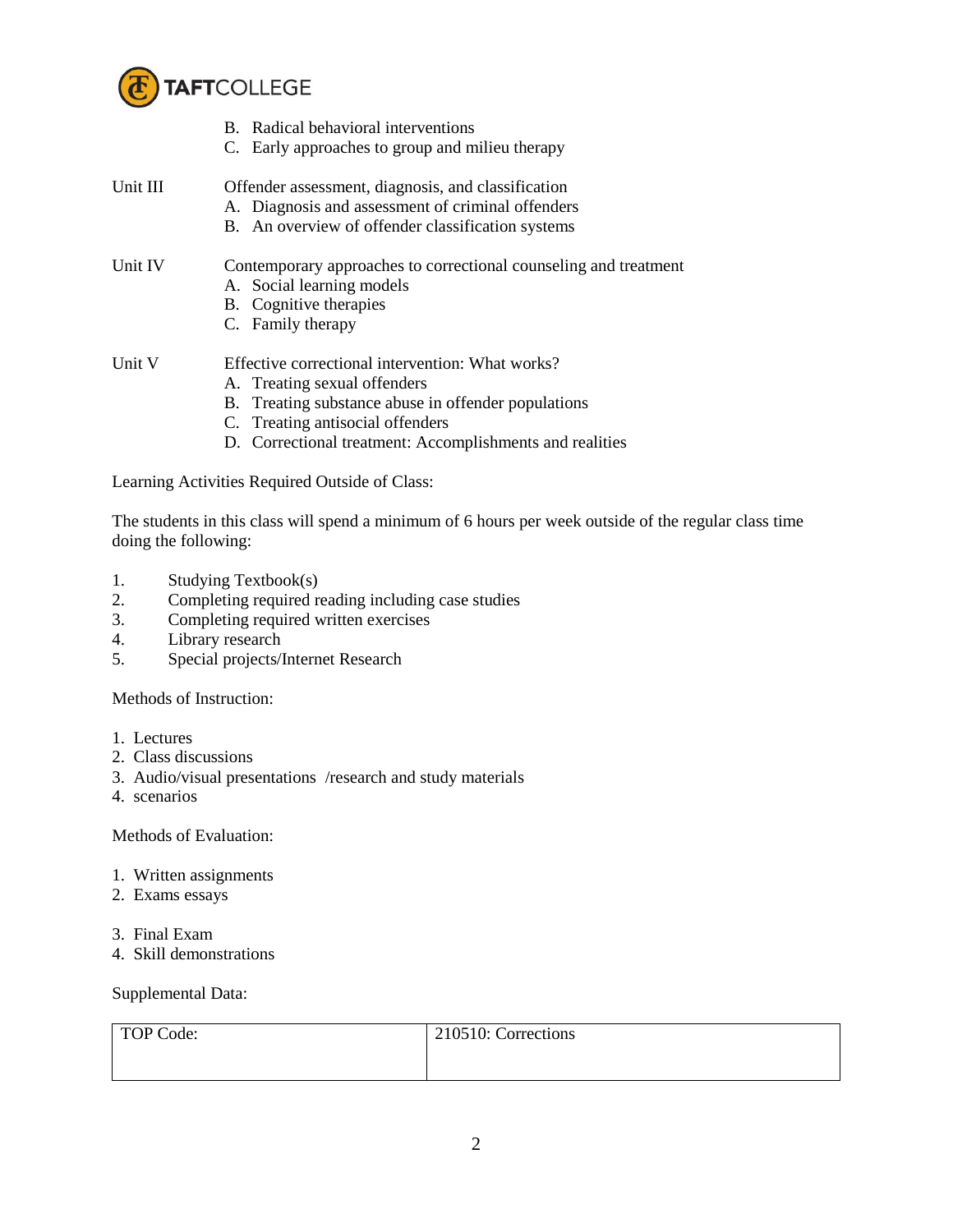- B. Radical behavioral interventions
- C. Early approaches to group and milieu therapy

Unit III Offender assessment, diagnosis, and classification

- A. Diagnosis and assessment of criminal offenders
- B. An overview of offender classification systems

Unit IV Contemporary approaches to correctional counseling and treatment

- A. Social learning models
- B. Cognitive therapies
- C. Family therapy

Unit V Effective correctional intervention: What works?

- A. Treating sexual offenders
- B. Treating substance abuse in offender populations
- C. Treating antisocial offenders
- D. Correctional treatment: Accomplishments and realities

Learning Activities Required Outside of Class:

The students in this class will spend a minimum of 6 hours per week outside of the regular class time doing the following:

1. Studying Textbook(s)
2. Completing required reading including case studies
3. Completing required written exercises
4. Library research
5. Special projects/Internet Research

Methods of Instruction:

1. Lectures
2. Class discussions
3. Audio/visual presentations /research and study materials
4. scenarios

Methods of Evaluation:

1. Written assignments
2. Exams essays
3. Final Exam
4. Skill demonstrations

Supplemental Data:

| TOP Code: | 210510: Corrections |
|---|---|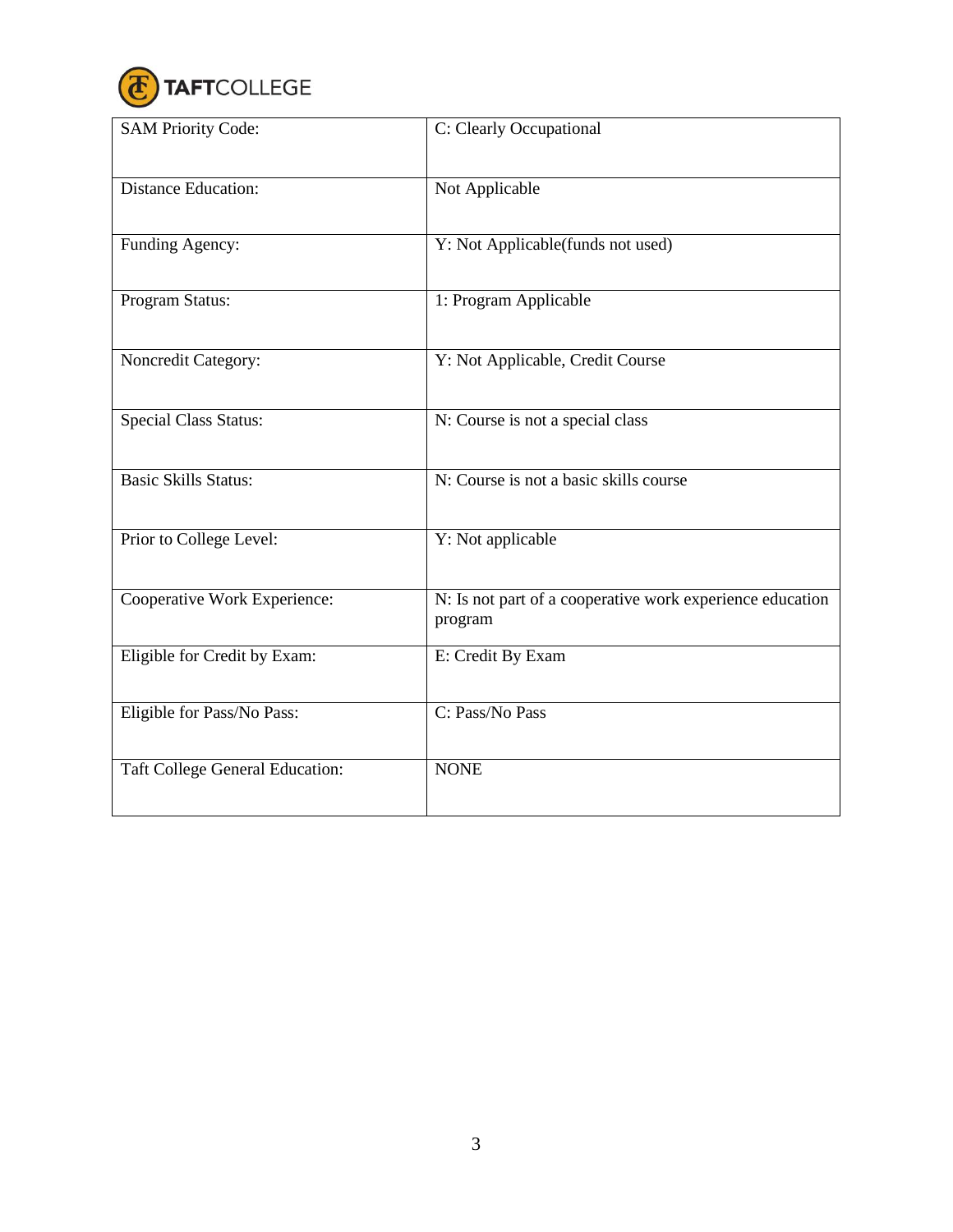| | |
|---|---|
| SAM Priority Code: | C: Clearly Occupational |
| Distance Education: | Not Applicable |
| Funding Agency: | Y: Not Applicable(funds not used) |
| Program Status: | 1: Program Applicable |
| Noncredit Category: | Y: Not Applicable, Credit Course |
| Special Class Status: | N: Course is not a special class |
| Basic Skills Status: | N: Course is not a basic skills course |
| Prior to College Level: | Y: Not applicable |
| Cooperative Work Experience: | N: Is not part of a cooperative work experience education program |
| Eligible for Credit by Exam: | E: Credit By Exam |
| Eligible for Pass/No Pass: | C: Pass/No Pass |
| Taft College General Education: | NONE |